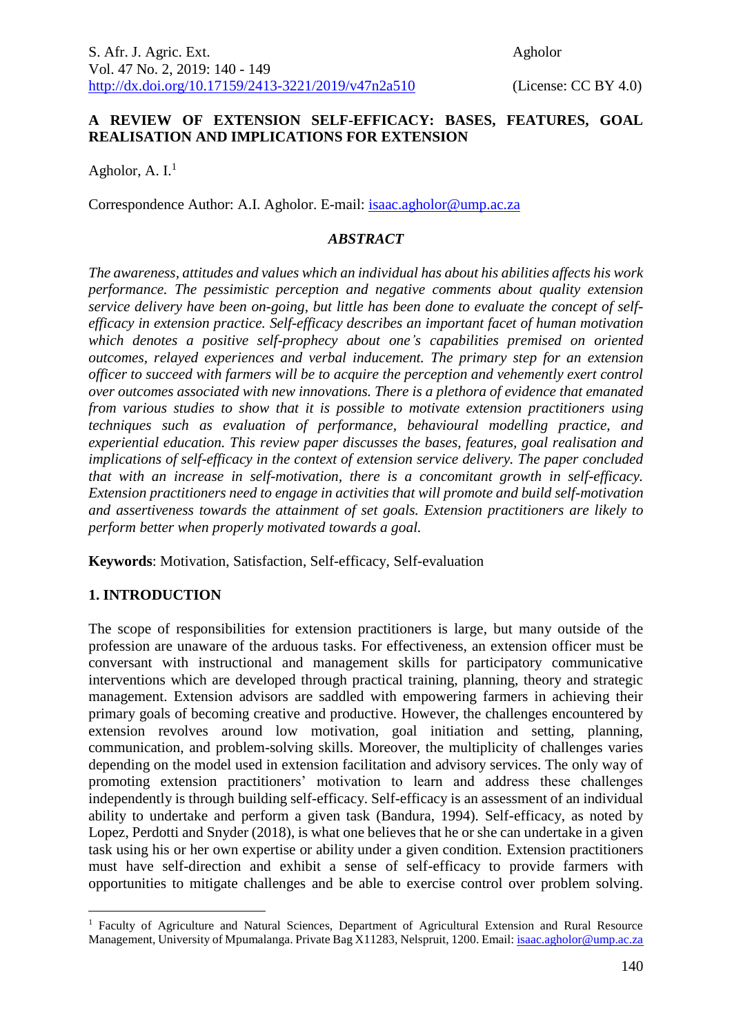# A REVIEW OF EXTENSION SELF-EFFICACY: BASES, FEATURES, GOAL REALISATION AND IMPLICATIONS FOR EXTENSION

Agholor, A. I.[1]

Correspondence Author: A.I. Agholor. E-mail: isaac.agholor@ump.ac.za

## *ABSTRACT*

*The awareness, attitudes and values which an individual has about his abilities affects his work performance. The pessimistic perception and negative comments about quality extension service delivery have been on-going, but little has been done to evaluate the concept of self-efficacy in extension practice. Self-efficacy describes an important facet of human motivation which denotes a positive self-prophecy about one's capabilities premised on oriented outcomes, relayed experiences and verbal inducement. The primary step for an extension officer to succeed with farmers will be to acquire the perception and vehemently exert control over outcomes associated with new innovations. There is a plethora of evidence that emanated from various studies to show that it is possible to motivate extension practitioners using techniques such as evaluation of performance, behavioural modelling practice, and experiential education. This review paper discusses the bases, features, goal realisation and implications of self-efficacy in the context of extension service delivery. The paper concluded that with an increase in self-motivation, there is a concomitant growth in self-efficacy. Extension practitioners need to engage in activities that will promote and build self-motivation and assertiveness towards the attainment of set goals. Extension practitioners are likely to perform better when properly motivated towards a goal.*

**Keywords**: Motivation, Satisfaction, Self-efficacy, Self-evaluation

## 1. INTRODUCTION

The scope of responsibilities for extension practitioners is large, but many outside of the profession are unaware of the arduous tasks. For effectiveness, an extension officer must be conversant with instructional and management skills for participatory communicative interventions which are developed through practical training, planning, theory and strategic management. Extension advisors are saddled with empowering farmers in achieving their primary goals of becoming creative and productive. However, the challenges encountered by extension revolves around low motivation, goal initiation and setting, planning, communication, and problem-solving skills. Moreover, the multiplicity of challenges varies depending on the model used in extension facilitation and advisory services. The only way of promoting extension practitioners' motivation to learn and address these challenges independently is through building self-efficacy. Self-efficacy is an assessment of an individual ability to undertake and perform a given task (Bandura, 1994). Self-efficacy, as noted by Lopez, Perdotti and Snyder (2018), is what one believes that he or she can undertake in a given task using his or her own expertise or ability under a given condition. Extension practitioners must have self-direction and exhibit a sense of self-efficacy to provide farmers with opportunities to mitigate challenges and be able to exercise control over problem solving.

---

[1] Faculty of Agriculture and Natural Sciences, Department of Agricultural Extension and Rural Resource Management, University of Mpumalanga. Private Bag X11283, Nelspruit, 1200. Email: isaac.agholor@ump.ac.za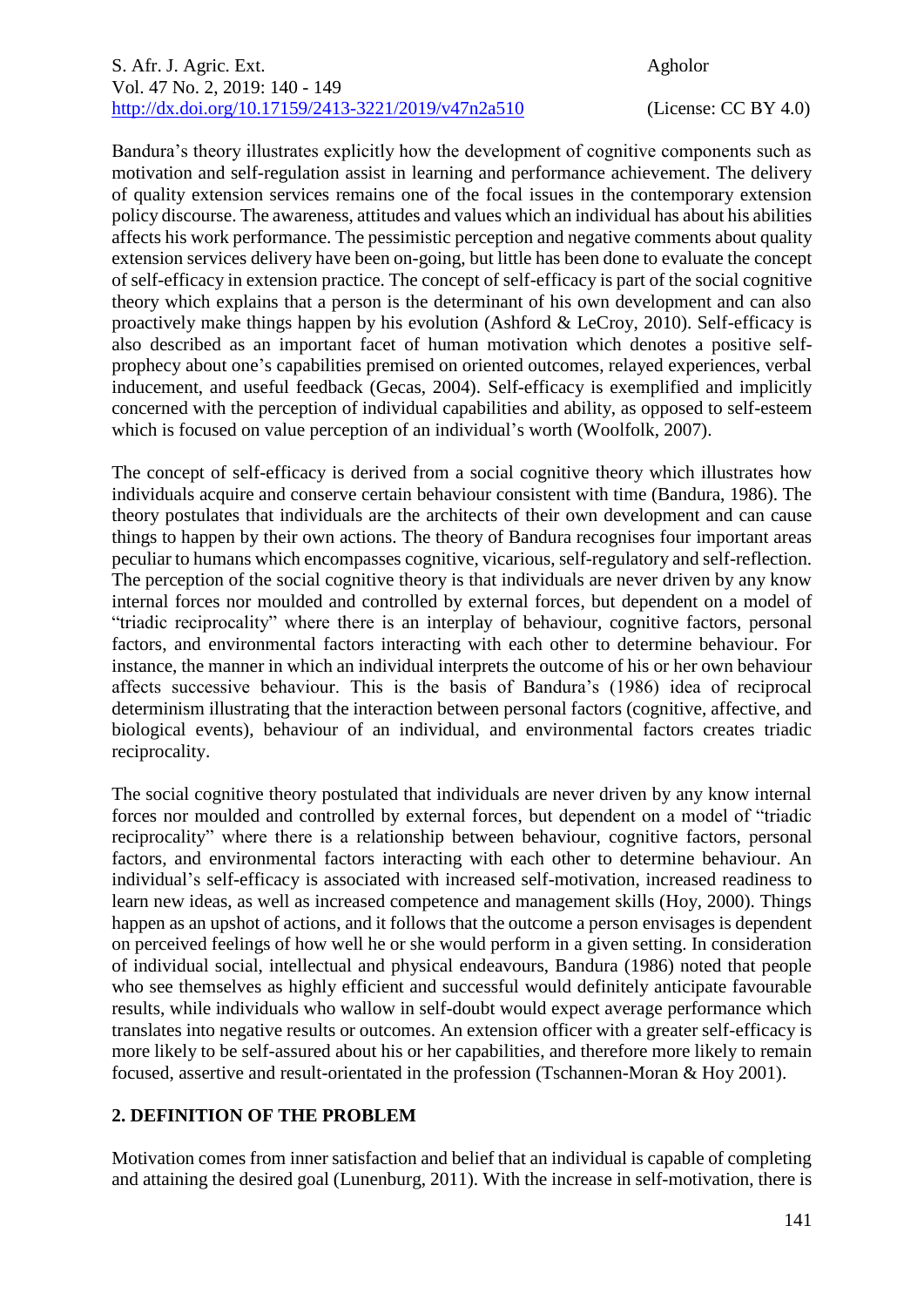Bandura's theory illustrates explicitly how the development of cognitive components such as motivation and self-regulation assist in learning and performance achievement. The delivery of quality extension services remains one of the focal issues in the contemporary extension policy discourse. The awareness, attitudes and values which an individual has about his abilities affects his work performance. The pessimistic perception and negative comments about quality extension services delivery have been on-going, but little has been done to evaluate the concept of self-efficacy in extension practice. The concept of self-efficacy is part of the social cognitive theory which explains that a person is the determinant of his own development and can also proactively make things happen by his evolution (Ashford & LeCroy, 2010). Self-efficacy is also described as an important facet of human motivation which denotes a positive self-prophecy about one's capabilities premised on oriented outcomes, relayed experiences, verbal inducement, and useful feedback (Gecas, 2004). Self-efficacy is exemplified and implicitly concerned with the perception of individual capabilities and ability, as opposed to self-esteem which is focused on value perception of an individual's worth (Woolfolk, 2007).

The concept of self-efficacy is derived from a social cognitive theory which illustrates how individuals acquire and conserve certain behaviour consistent with time (Bandura, 1986). The theory postulates that individuals are the architects of their own development and can cause things to happen by their own actions. The theory of Bandura recognises four important areas peculiar to humans which encompasses cognitive, vicarious, self-regulatory and self-reflection. The perception of the social cognitive theory is that individuals are never driven by any know internal forces nor moulded and controlled by external forces, but dependent on a model of "triadic reciprocality" where there is an interplay of behaviour, cognitive factors, personal factors, and environmental factors interacting with each other to determine behaviour. For instance, the manner in which an individual interprets the outcome of his or her own behaviour affects successive behaviour. This is the basis of Bandura's (1986) idea of reciprocal determinism illustrating that the interaction between personal factors (cognitive, affective, and biological events), behaviour of an individual, and environmental factors creates triadic reciprocality.

The social cognitive theory postulated that individuals are never driven by any know internal forces nor moulded and controlled by external forces, but dependent on a model of "triadic reciprocality" where there is a relationship between behaviour, cognitive factors, personal factors, and environmental factors interacting with each other to determine behaviour. An individual's self-efficacy is associated with increased self-motivation, increased readiness to learn new ideas, as well as increased competence and management skills (Hoy, 2000). Things happen as an upshot of actions, and it follows that the outcome a person envisages is dependent on perceived feelings of how well he or she would perform in a given setting. In consideration of individual social, intellectual and physical endeavours, Bandura (1986) noted that people who see themselves as highly efficient and successful would definitely anticipate favourable results, while individuals who wallow in self-doubt would expect average performance which translates into negative results or outcomes. An extension officer with a greater self-efficacy is more likely to be self-assured about his or her capabilities, and therefore more likely to remain focused, assertive and result-orientated in the profession (Tschannen-Moran & Hoy 2001).

## 2. DEFINITION OF THE PROBLEM

Motivation comes from inner satisfaction and belief that an individual is capable of completing and attaining the desired goal (Lunenburg, 2011). With the increase in self-motivation, there is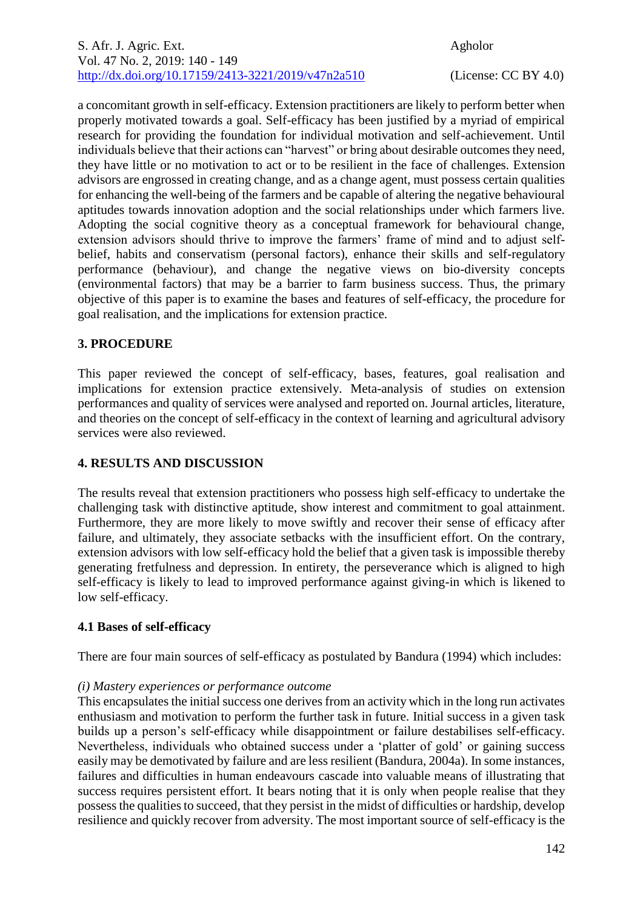a concomitant growth in self-efficacy. Extension practitioners are likely to perform better when properly motivated towards a goal. Self-efficacy has been justified by a myriad of empirical research for providing the foundation for individual motivation and self-achievement. Until individuals believe that their actions can "harvest" or bring about desirable outcomes they need, they have little or no motivation to act or to be resilient in the face of challenges. Extension advisors are engrossed in creating change, and as a change agent, must possess certain qualities for enhancing the well-being of the farmers and be capable of altering the negative behavioural aptitudes towards innovation adoption and the social relationships under which farmers live. Adopting the social cognitive theory as a conceptual framework for behavioural change, extension advisors should thrive to improve the farmers' frame of mind and to adjust self-belief, habits and conservatism (personal factors), enhance their skills and self-regulatory performance (behaviour), and change the negative views on bio-diversity concepts (environmental factors) that may be a barrier to farm business success. Thus, the primary objective of this paper is to examine the bases and features of self-efficacy, the procedure for goal realisation, and the implications for extension practice.

## 3. PROCEDURE

This paper reviewed the concept of self-efficacy, bases, features, goal realisation and implications for extension practice extensively. Meta-analysis of studies on extension performances and quality of services were analysed and reported on. Journal articles, literature, and theories on the concept of self-efficacy in the context of learning and agricultural advisory services were also reviewed.

## 4. RESULTS AND DISCUSSION

The results reveal that extension practitioners who possess high self-efficacy to undertake the challenging task with distinctive aptitude, show interest and commitment to goal attainment. Furthermore, they are more likely to move swiftly and recover their sense of efficacy after failure, and ultimately, they associate setbacks with the insufficient effort. On the contrary, extension advisors with low self-efficacy hold the belief that a given task is impossible thereby generating fretfulness and depression. In entirety, the perseverance which is aligned to high self-efficacy is likely to lead to improved performance against giving-in which is likened to low self-efficacy.

### 4.1 Bases of self-efficacy

There are four main sources of self-efficacy as postulated by Bandura (1994) which includes:

*(i) Mastery experiences or performance outcome*

This encapsulates the initial success one derives from an activity which in the long run activates enthusiasm and motivation to perform the further task in future. Initial success in a given task builds up a person's self-efficacy while disappointment or failure destabilises self-efficacy. Nevertheless, individuals who obtained success under a 'platter of gold' or gaining success easily may be demotivated by failure and are less resilient (Bandura, 2004a). In some instances, failures and difficulties in human endeavours cascade into valuable means of illustrating that success requires persistent effort. It bears noting that it is only when people realise that they possess the qualities to succeed, that they persist in the midst of difficulties or hardship, develop resilience and quickly recover from adversity. The most important source of self-efficacy is the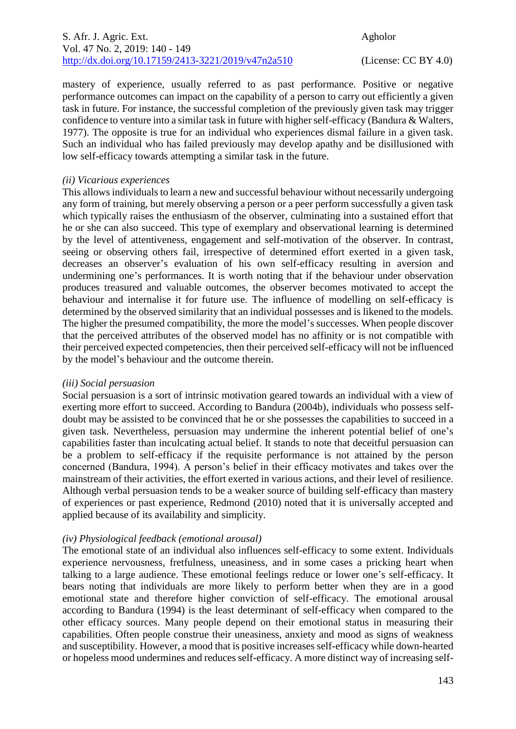mastery of experience, usually referred to as past performance. Positive or negative performance outcomes can impact on the capability of a person to carry out efficiently a given task in future. For instance, the successful completion of the previously given task may trigger confidence to venture into a similar task in future with higher self-efficacy (Bandura & Walters, 1977). The opposite is true for an individual who experiences dismal failure in a given task. Such an individual who has failed previously may develop apathy and be disillusioned with low self-efficacy towards attempting a similar task in the future.

*(ii) Vicarious experiences*

This allows individuals to learn a new and successful behaviour without necessarily undergoing any form of training, but merely observing a person or a peer perform successfully a given task which typically raises the enthusiasm of the observer, culminating into a sustained effort that he or she can also succeed. This type of exemplary and observational learning is determined by the level of attentiveness, engagement and self-motivation of the observer. In contrast, seeing or observing others fail, irrespective of determined effort exerted in a given task, decreases an observer's evaluation of his own self-efficacy resulting in aversion and undermining one's performances. It is worth noting that if the behaviour under observation produces treasured and valuable outcomes, the observer becomes motivated to accept the behaviour and internalise it for future use. The influence of modelling on self-efficacy is determined by the observed similarity that an individual possesses and is likened to the models. The higher the presumed compatibility, the more the model's successes. When people discover that the perceived attributes of the observed model has no affinity or is not compatible with their perceived expected competencies, then their perceived self-efficacy will not be influenced by the model's behaviour and the outcome therein.

*(iii) Social persuasion*

Social persuasion is a sort of intrinsic motivation geared towards an individual with a view of exerting more effort to succeed. According to Bandura (2004b), individuals who possess self-doubt may be assisted to be convinced that he or she possesses the capabilities to succeed in a given task. Nevertheless, persuasion may undermine the inherent potential belief of one's capabilities faster than inculcating actual belief. It stands to note that deceitful persuasion can be a problem to self-efficacy if the requisite performance is not attained by the person concerned (Bandura, 1994). A person's belief in their efficacy motivates and takes over the mainstream of their activities, the effort exerted in various actions, and their level of resilience. Although verbal persuasion tends to be a weaker source of building self-efficacy than mastery of experiences or past experience, Redmond (2010) noted that it is universally accepted and applied because of its availability and simplicity.

*(iv) Physiological feedback (emotional arousal)*

The emotional state of an individual also influences self-efficacy to some extent. Individuals experience nervousness, fretfulness, uneasiness, and in some cases a pricking heart when talking to a large audience. These emotional feelings reduce or lower one's self-efficacy. It bears noting that individuals are more likely to perform better when they are in a good emotional state and therefore higher conviction of self-efficacy. The emotional arousal according to Bandura (1994) is the least determinant of self-efficacy when compared to the other efficacy sources. Many people depend on their emotional status in measuring their capabilities. Often people construe their uneasiness, anxiety and mood as signs of weakness and susceptibility. However, a mood that is positive increases self-efficacy while down-hearted or hopeless mood undermines and reduces self-efficacy. A more distinct way of increasing self-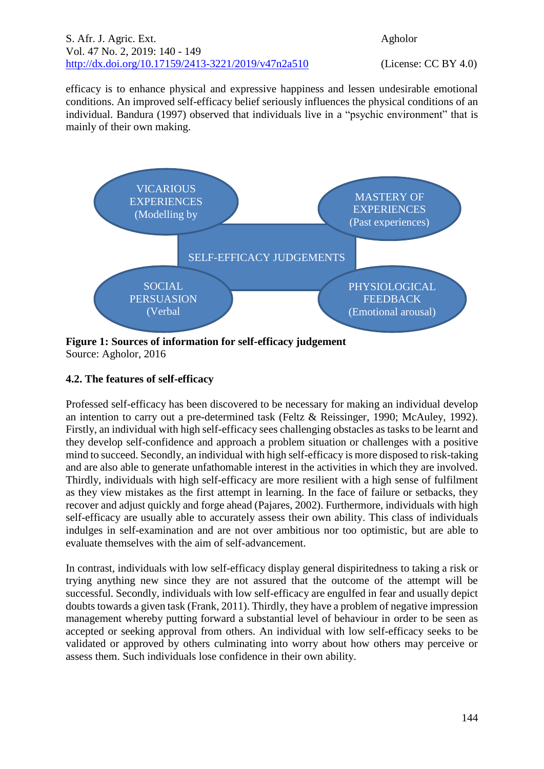efficacy is to enhance physical and expressive happiness and lessen undesirable emotional conditions. An improved self-efficacy belief seriously influences the physical conditions of an individual. Bandura (1997) observed that individuals live in a "psychic environment" that is mainly of their own making.

VICARIOUS EXPERIENCES (Modelling by

MASTERY OF EXPERIENCES (Past experiences)

SELF-EFFICACY JUDGEMENTS

SOCIAL PERSUASION (Verbal

PHYSIOLOGICAL FEEDBACK (Emotional arousal)

**Figure 1: Sources of information for self-efficacy judgement**
Source: Agholor, 2016

### 4.2. The features of self-efficacy

Professed self-efficacy has been discovered to be necessary for making an individual develop an intention to carry out a pre-determined task (Feltz & Reissinger, 1990; McAuley, 1992). Firstly, an individual with high self-efficacy sees challenging obstacles as tasks to be learnt and they develop self-confidence and approach a problem situation or challenges with a positive mind to succeed. Secondly, an individual with high self-efficacy is more disposed to risk-taking and are also able to generate unfathomable interest in the activities in which they are involved. Thirdly, individuals with high self-efficacy are more resilient with a high sense of fulfilment as they view mistakes as the first attempt in learning. In the face of failure or setbacks, they recover and adjust quickly and forge ahead (Pajares, 2002). Furthermore, individuals with high self-efficacy are usually able to accurately assess their own ability. This class of individuals indulges in self-examination and are not over ambitious nor too optimistic, but are able to evaluate themselves with the aim of self-advancement.

In contrast, individuals with low self-efficacy display general dispiritedness to taking a risk or trying anything new since they are not assured that the outcome of the attempt will be successful. Secondly, individuals with low self-efficacy are engulfed in fear and usually depict doubts towards a given task (Frank, 2011). Thirdly, they have a problem of negative impression management whereby putting forward a substantial level of behaviour in order to be seen as accepted or seeking approval from others. An individual with low self-efficacy seeks to be validated or approved by others culminating into worry about how others may perceive or assess them. Such individuals lose confidence in their own ability.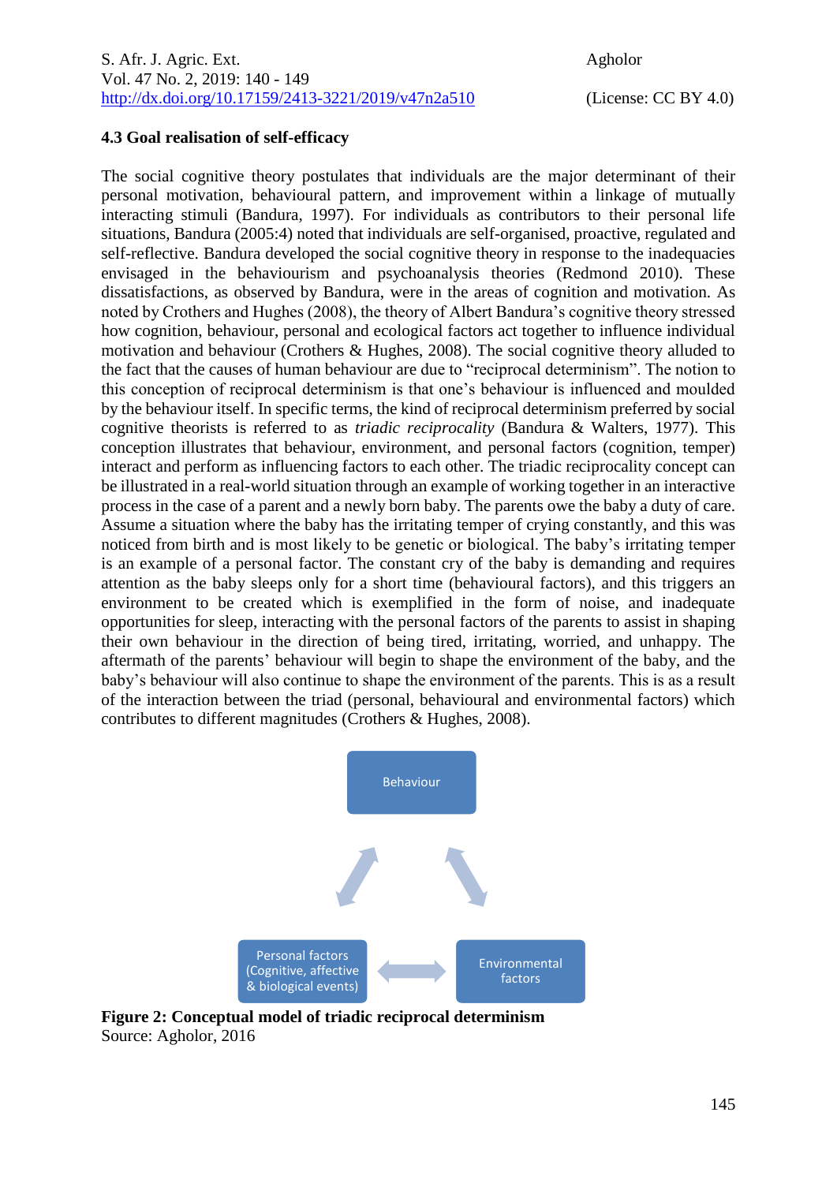### 4.3 Goal realisation of self-efficacy

The social cognitive theory postulates that individuals are the major determinant of their personal motivation, behavioural pattern, and improvement within a linkage of mutually interacting stimuli (Bandura, 1997). For individuals as contributors to their personal life situations, Bandura (2005:4) noted that individuals are self-organised, proactive, regulated and self-reflective. Bandura developed the social cognitive theory in response to the inadequacies envisaged in the behaviourism and psychoanalysis theories (Redmond 2010). These dissatisfactions, as observed by Bandura, were in the areas of cognition and motivation. As noted by Crothers and Hughes (2008), the theory of Albert Bandura's cognitive theory stressed how cognition, behaviour, personal and ecological factors act together to influence individual motivation and behaviour (Crothers & Hughes, 2008). The social cognitive theory alluded to the fact that the causes of human behaviour are due to "reciprocal determinism". The notion to this conception of reciprocal determinism is that one's behaviour is influenced and moulded by the behaviour itself. In specific terms, the kind of reciprocal determinism preferred by social cognitive theorists is referred to as *triadic reciprocality* (Bandura & Walters, 1977). This conception illustrates that behaviour, environment, and personal factors (cognition, temper) interact and perform as influencing factors to each other. The triadic reciprocality concept can be illustrated in a real-world situation through an example of working together in an interactive process in the case of a parent and a newly born baby. The parents owe the baby a duty of care. Assume a situation where the baby has the irritating temper of crying constantly, and this was noticed from birth and is most likely to be genetic or biological. The baby's irritating temper is an example of a personal factor. The constant cry of the baby is demanding and requires attention as the baby sleeps only for a short time (behavioural factors), and this triggers an environment to be created which is exemplified in the form of noise, and inadequate opportunities for sleep, interacting with the personal factors of the parents to assist in shaping their own behaviour in the direction of being tired, irritating, worried, and unhappy. The aftermath of the parents' behaviour will begin to shape the environment of the baby, and the baby's behaviour will also continue to shape the environment of the parents. This is as a result of the interaction between the triad (personal, behavioural and environmental factors) which contributes to different magnitudes (Crothers & Hughes, 2008).

Behaviour

Personal factors (Cognitive, affective & biological events)

Environmental factors

**Figure 2: Conceptual model of triadic reciprocal determinism**
Source: Agholor, 2016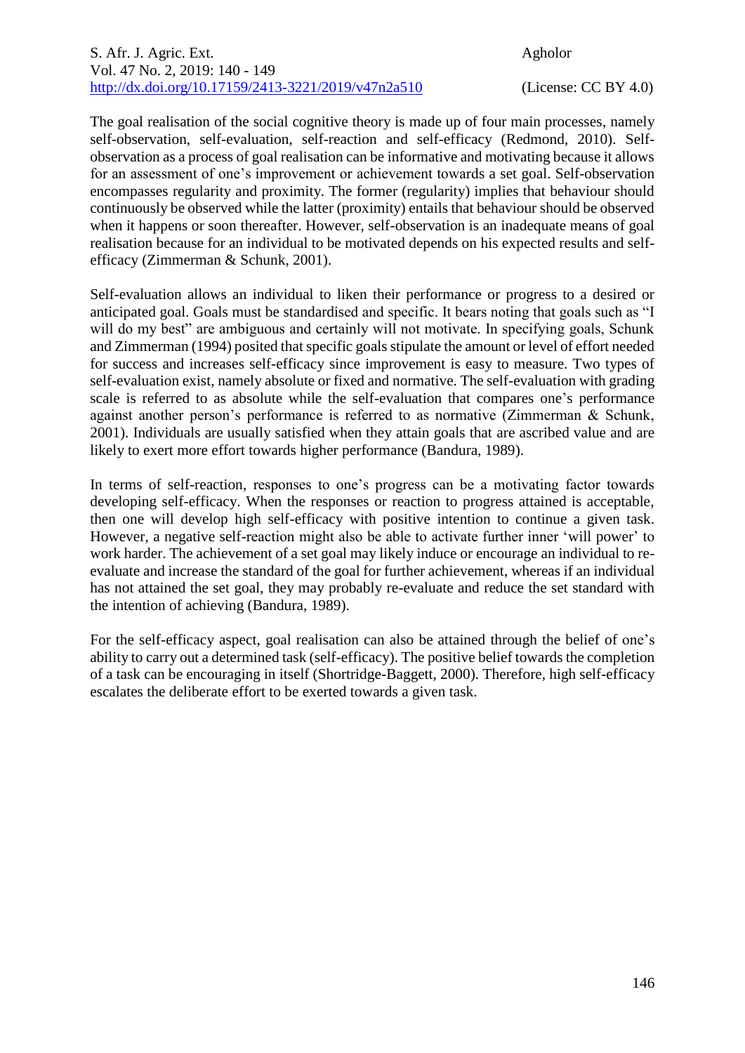The goal realisation of the social cognitive theory is made up of four main processes, namely self-observation, self-evaluation, self-reaction and self-efficacy (Redmond, 2010). Self-observation as a process of goal realisation can be informative and motivating because it allows for an assessment of one's improvement or achievement towards a set goal. Self-observation encompasses regularity and proximity. The former (regularity) implies that behaviour should continuously be observed while the latter (proximity) entails that behaviour should be observed when it happens or soon thereafter. However, self-observation is an inadequate means of goal realisation because for an individual to be motivated depends on his expected results and self-efficacy (Zimmerman & Schunk, 2001).

Self-evaluation allows an individual to liken their performance or progress to a desired or anticipated goal. Goals must be standardised and specific. It bears noting that goals such as "I will do my best" are ambiguous and certainly will not motivate. In specifying goals, Schunk and Zimmerman (1994) posited that specific goals stipulate the amount or level of effort needed for success and increases self-efficacy since improvement is easy to measure. Two types of self-evaluation exist, namely absolute or fixed and normative. The self-evaluation with grading scale is referred to as absolute while the self-evaluation that compares one's performance against another person's performance is referred to as normative (Zimmerman & Schunk, 2001). Individuals are usually satisfied when they attain goals that are ascribed value and are likely to exert more effort towards higher performance (Bandura, 1989).

In terms of self-reaction, responses to one's progress can be a motivating factor towards developing self-efficacy. When the responses or reaction to progress attained is acceptable, then one will develop high self-efficacy with positive intention to continue a given task. However, a negative self-reaction might also be able to activate further inner 'will power' to work harder. The achievement of a set goal may likely induce or encourage an individual to re-evaluate and increase the standard of the goal for further achievement, whereas if an individual has not attained the set goal, they may probably re-evaluate and reduce the set standard with the intention of achieving (Bandura, 1989).

For the self-efficacy aspect, goal realisation can also be attained through the belief of one's ability to carry out a determined task (self-efficacy). The positive belief towards the completion of a task can be encouraging in itself (Shortridge-Baggett, 2000). Therefore, high self-efficacy escalates the deliberate effort to be exerted towards a given task.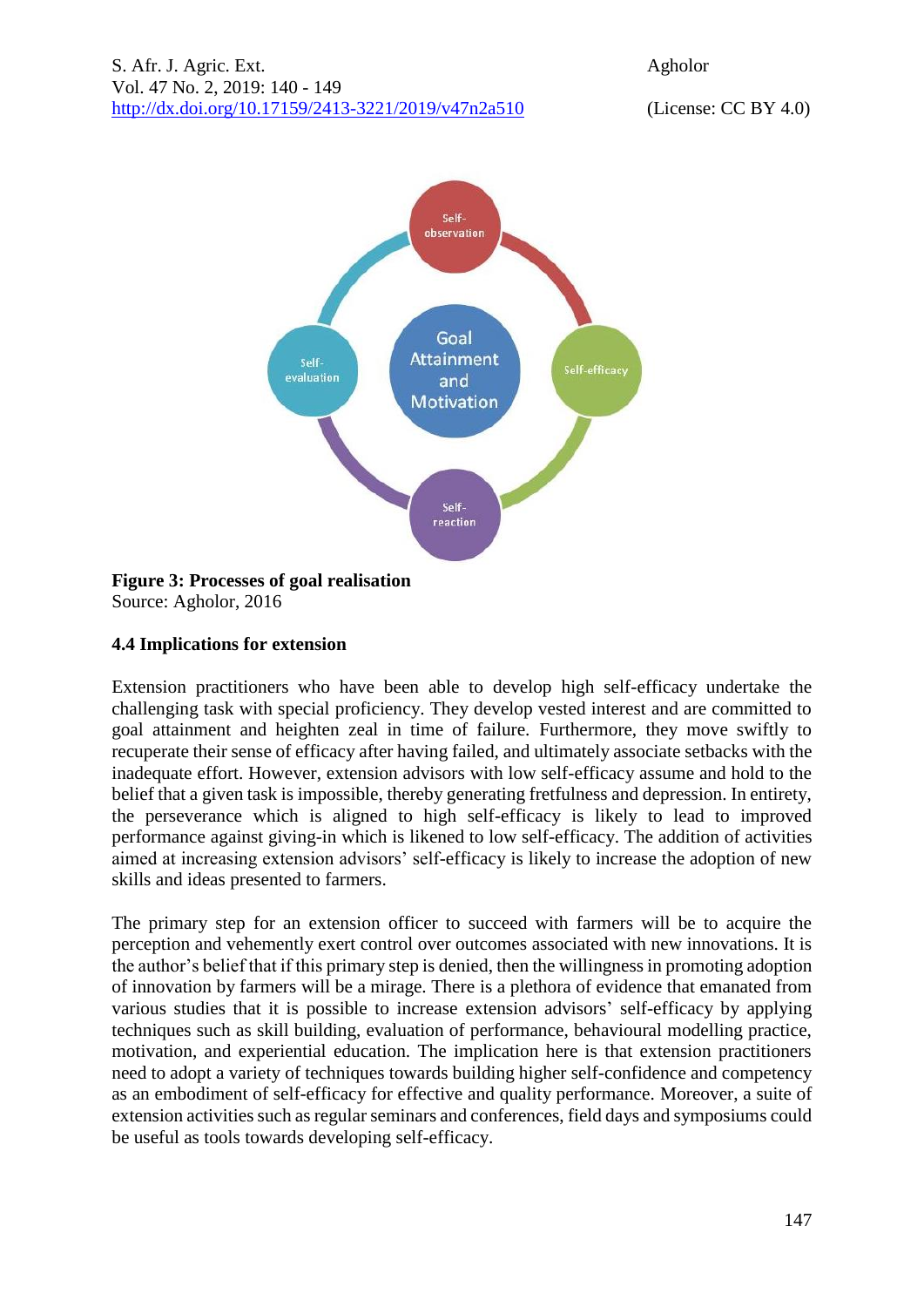**Figure 3: Processes of goal realisation**
Source: Agholor, 2016

### 4.4 Implications for extension

Extension practitioners who have been able to develop high self-efficacy undertake the challenging task with special proficiency. They develop vested interest and are committed to goal attainment and heighten zeal in time of failure. Furthermore, they move swiftly to recuperate their sense of efficacy after having failed, and ultimately associate setbacks with the inadequate effort. However, extension advisors with low self-efficacy assume and hold to the belief that a given task is impossible, thereby generating fretfulness and depression. In entirety, the perseverance which is aligned to high self-efficacy is likely to lead to improved performance against giving-in which is likened to low self-efficacy. The addition of activities aimed at increasing extension advisors' self-efficacy is likely to increase the adoption of new skills and ideas presented to farmers.

The primary step for an extension officer to succeed with farmers will be to acquire the perception and vehemently exert control over outcomes associated with new innovations. It is the author's belief that if this primary step is denied, then the willingness in promoting adoption of innovation by farmers will be a mirage. There is a plethora of evidence that emanated from various studies that it is possible to increase extension advisors' self-efficacy by applying techniques such as skill building, evaluation of performance, behavioural modelling practice, motivation, and experiential education. The implication here is that extension practitioners need to adopt a variety of techniques towards building higher self-confidence and competency as an embodiment of self-efficacy for effective and quality performance. Moreover, a suite of extension activities such as regular seminars and conferences, field days and symposiums could be useful as tools towards developing self-efficacy.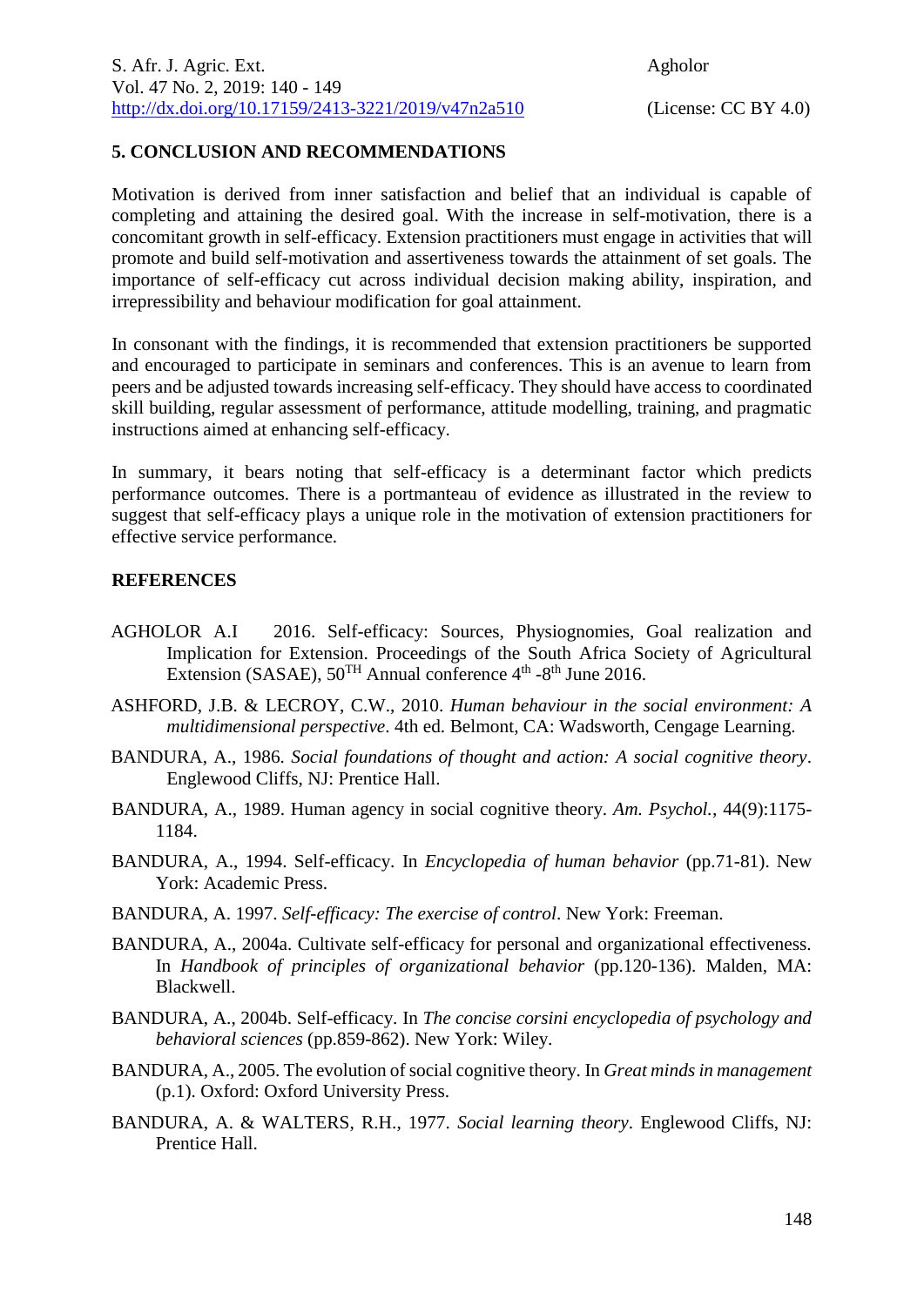## 5. CONCLUSION AND RECOMMENDATIONS

Motivation is derived from inner satisfaction and belief that an individual is capable of completing and attaining the desired goal. With the increase in self-motivation, there is a concomitant growth in self-efficacy. Extension practitioners must engage in activities that will promote and build self-motivation and assertiveness towards the attainment of set goals. The importance of self-efficacy cut across individual decision making ability, inspiration, and irrepressibility and behaviour modification for goal attainment.

In consonant with the findings, it is recommended that extension practitioners be supported and encouraged to participate in seminars and conferences. This is an avenue to learn from peers and be adjusted towards increasing self-efficacy. They should have access to coordinated skill building, regular assessment of performance, attitude modelling, training, and pragmatic instructions aimed at enhancing self-efficacy.

In summary, it bears noting that self-efficacy is a determinant factor which predicts performance outcomes. There is a portmanteau of evidence as illustrated in the review to suggest that self-efficacy plays a unique role in the motivation of extension practitioners for effective service performance.

## REFERENCES

AGHOLOR A.I 2016. Self-efficacy: Sources, Physiognomies, Goal realization and Implication for Extension. Proceedings of the South Africa Society of Agricultural Extension (SASAE), 50TH Annual conference 4th -8th June 2016.

ASHFORD, J.B. & LECROY, C.W., 2010. *Human behaviour in the social environment: A multidimensional perspective*. 4th ed. Belmont, CA: Wadsworth, Cengage Learning.

BANDURA, A., 1986. *Social foundations of thought and action: A social cognitive theory*. Englewood Cliffs, NJ: Prentice Hall.

BANDURA, A., 1989. Human agency in social cognitive theory. *Am. Psychol.*, 44(9):1175-1184.

BANDURA, A., 1994. Self-efficacy. In *Encyclopedia of human behavior* (pp.71-81). New York: Academic Press.

BANDURA, A. 1997. *Self-efficacy: The exercise of control*. New York: Freeman.

BANDURA, A., 2004a. Cultivate self-efficacy for personal and organizational effectiveness. In *Handbook of principles of organizational behavior* (pp.120-136). Malden, MA: Blackwell.

BANDURA, A., 2004b. Self-efficacy. In *The concise corsini encyclopedia of psychology and behavioral sciences* (pp.859-862). New York: Wiley.

BANDURA, A., 2005. The evolution of social cognitive theory. In *Great minds in management* (p.1). Oxford: Oxford University Press.

BANDURA, A. & WALTERS, R.H., 1977. *Social learning theory*. Englewood Cliffs, NJ: Prentice Hall.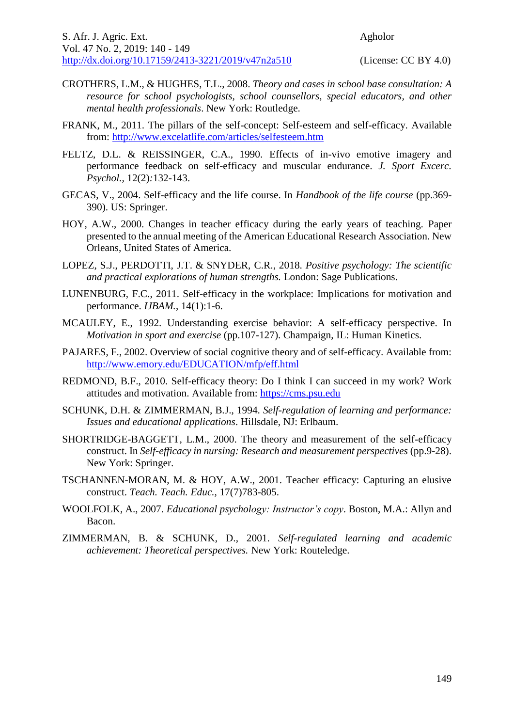CROTHERS, L.M., & HUGHES, T.L., 2008. *Theory and cases in school base consultation: A resource for school psychologists, school counsellors, special educators, and other mental health professionals*. New York: Routledge.

FRANK, M., 2011. The pillars of the self-concept: Self-esteem and self-efficacy. Available from: http://www.excelatlife.com/articles/selfesteem.htm

FELTZ, D.L. & REISSINGER, C.A., 1990. Effects of in-vivo emotive imagery and performance feedback on self-efficacy and muscular endurance. *J. Sport Excerc. Psychol.*, 12(2)*:*132-143.

GECAS, V., 2004. Self-efficacy and the life course. In *Handbook of the life course* (pp.369-390). US: Springer.

HOY, A.W., 2000. Changes in teacher efficacy during the early years of teaching. Paper presented to the annual meeting of the American Educational Research Association. New Orleans, United States of America.

LOPEZ, S.J., PERDOTTI, J.T. & SNYDER, C.R., 2018. *Positive psychology: The scientific and practical explorations of human strengths.* London: Sage Publications.

LUNENBURG, F.C., 2011. Self-efficacy in the workplace: Implications for motivation and performance. *IJBAM.*, 14(1):1-6.

MCAULEY, E., 1992. Understanding exercise behavior: A self-efficacy perspective. In *Motivation in sport and exercise* (pp.107-127). Champaign, IL: Human Kinetics.

PAJARES, F., 2002. Overview of social cognitive theory and of self-efficacy. Available from: http://www.emory.edu/EDUCATION/mfp/eff.html

REDMOND, B.F., 2010. Self-efficacy theory: Do I think I can succeed in my work? Work attitudes and motivation. Available from: https://cms.psu.edu

SCHUNK, D.H. & ZIMMERMAN, B.J., 1994. *Self-regulation of learning and performance: Issues and educational applications*. Hillsdale, NJ: Erlbaum.

SHORTRIDGE-BAGGETT, L.M., 2000. The theory and measurement of the self-efficacy construct. In *Self-efficacy in nursing: Research and measurement perspectives* (pp.9-28). New York: Springer.

TSCHANNEN-MORAN, M. & HOY, A.W., 2001. Teacher efficacy: Capturing an elusive construct. *Teach. Teach. Educ.*, 17(7)783-805.

WOOLFOLK, A., 2007. *Educational psychology: Instructor's copy*. Boston, M.A.: Allyn and Bacon.

ZIMMERMAN, B. & SCHUNK, D., 2001. *Self-regulated learning and academic achievement: Theoretical perspectives.* New York: Routeledge.